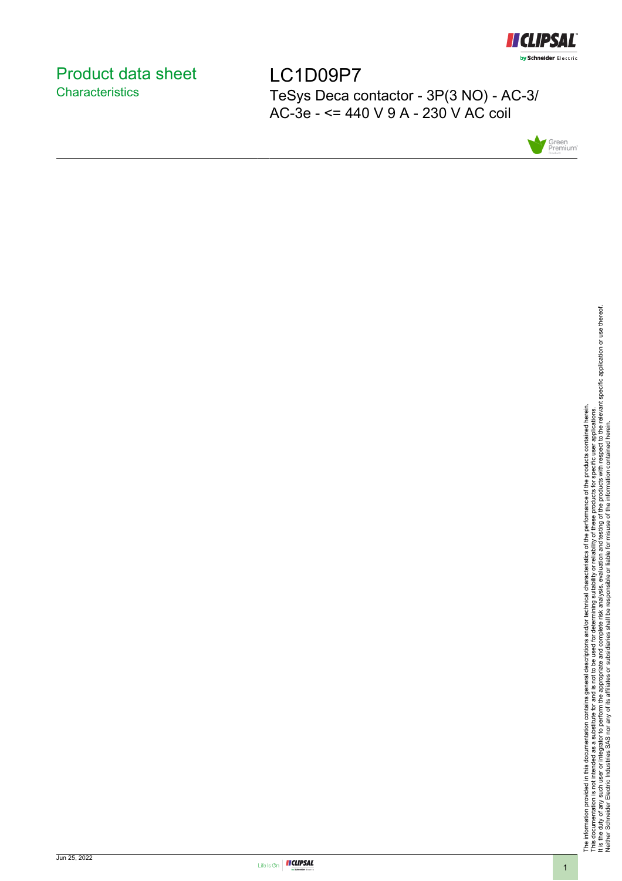# Product data sheet

## Characteristics

# LC1D09P7

TeSys Deca contactor - 3P(3 NO) - AC-3/ AC-3e - <= 440 V 9 A - 230 V AC coil

The information provided in this documentation contains general descriptions and/or technical characteristics of the performance of the products contained herein.
This documentation is not intended as a substitute for and is not to be used for determining suitability or reliability of these products for specific user applications.
It is the duty of any such user or integrator to perform the appropriate and complete risk analysis, evaluation and testing of the products with respect to the relevant specific application or use thereof.
Neither Schneider Electric Industries SAS nor any of its affiliates or subsidiaries shall be responsible or liable for misuse of the information contained herein.

Jun 25, 2022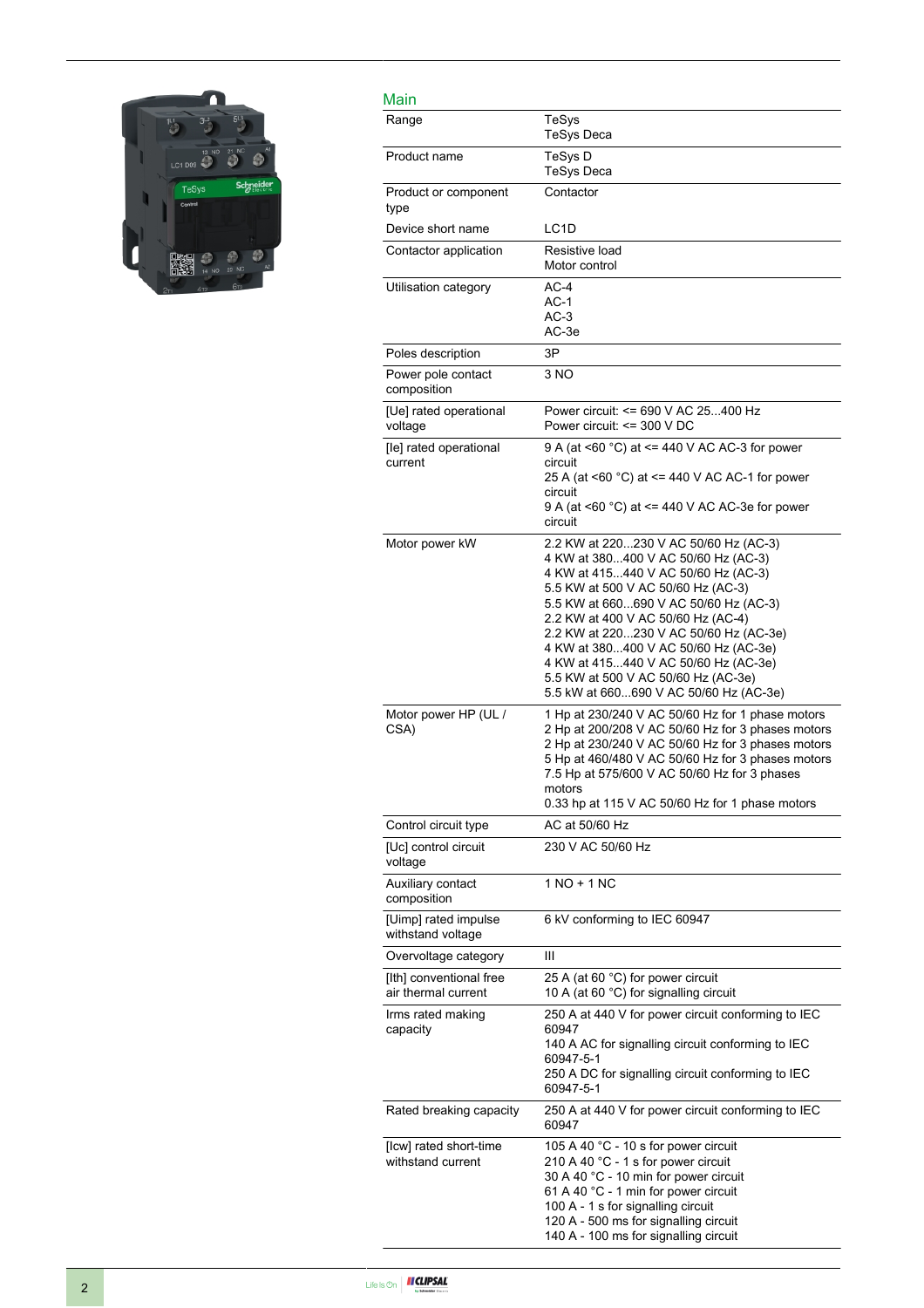## Main

| | |
|---|---|
| Range | TeSys<br>TeSys Deca |
| Product name | TeSys D<br>TeSys Deca |
| Product or component type | Contactor |
| Device short name | LC1D |
| Contactor application | Resistive load<br>Motor control |
| Utilisation category | AC-4<br>AC-1<br>AC-3<br>AC-3e |
| Poles description | 3P |
| Power pole contact composition | 3 NO |
| [Ue] rated operational voltage | Power circuit: <= 690 V AC 25...400 Hz<br>Power circuit: <= 300 V DC |
| [Ie] rated operational current | 9 A (at <60 °C) at <= 440 V AC AC-3 for power circuit<br>25 A (at <60 °C) at <= 440 V AC AC-1 for power circuit<br>9 A (at <60 °C) at <= 440 V AC AC-3e for power circuit |
| Motor power kW | 2.2 KW at 220...230 V AC 50/60 Hz (AC-3)<br>4 KW at 380...400 V AC 50/60 Hz (AC-3)<br>4 KW at 415...440 V AC 50/60 Hz (AC-3)<br>5.5 KW at 500 V AC 50/60 Hz (AC-3)<br>5.5 KW at 660...690 V AC 50/60 Hz (AC-3)<br>2.2 KW at 400 V AC 50/60 Hz (AC-4)<br>2.2 KW at 220...230 V AC 50/60 Hz (AC-3e)<br>4 KW at 380...400 V AC 50/60 Hz (AC-3e)<br>4 KW at 415...440 V AC 50/60 Hz (AC-3e)<br>5.5 KW at 500 V AC 50/60 Hz (AC-3e)<br>5.5 kW at 660...690 V AC 50/60 Hz (AC-3e) |
| Motor power HP (UL / CSA) | 1 Hp at 230/240 V AC 50/60 Hz for 1 phase motors<br>2 Hp at 200/208 V AC 50/60 Hz for 3 phases motors<br>2 Hp at 230/240 V AC 50/60 Hz for 3 phases motors<br>5 Hp at 460/480 V AC 50/60 Hz for 3 phases motors<br>7.5 Hp at 575/600 V AC 50/60 Hz for 3 phases motors<br>0.33 hp at 115 V AC 50/60 Hz for 1 phase motors |
| Control circuit type | AC at 50/60 Hz |
| [Uc] control circuit voltage | 230 V AC 50/60 Hz |
| Auxiliary contact composition | 1 NO + 1 NC |
| [Uimp] rated impulse withstand voltage | 6 kV conforming to IEC 60947 |
| Overvoltage category | III |
| [Ith] conventional free air thermal current | 25 A (at 60 °C) for power circuit<br>10 A (at 60 °C) for signalling circuit |
| Irms rated making capacity | 250 A at 440 V for power circuit conforming to IEC 60947<br>140 A AC for signalling circuit conforming to IEC 60947-5-1<br>250 A DC for signalling circuit conforming to IEC 60947-5-1 |
| Rated breaking capacity | 250 A at 440 V for power circuit conforming to IEC 60947 |
| [Icw] rated short-time withstand current | 105 A 40 °C - 10 s for power circuit<br>210 A 40 °C - 1 s for power circuit<br>30 A 40 °C - 10 min for power circuit<br>61 A 40 °C - 1 min for power circuit<br>100 A - 1 s for signalling circuit<br>120 A - 500 ms for signalling circuit<br>140 A - 100 ms for signalling circuit |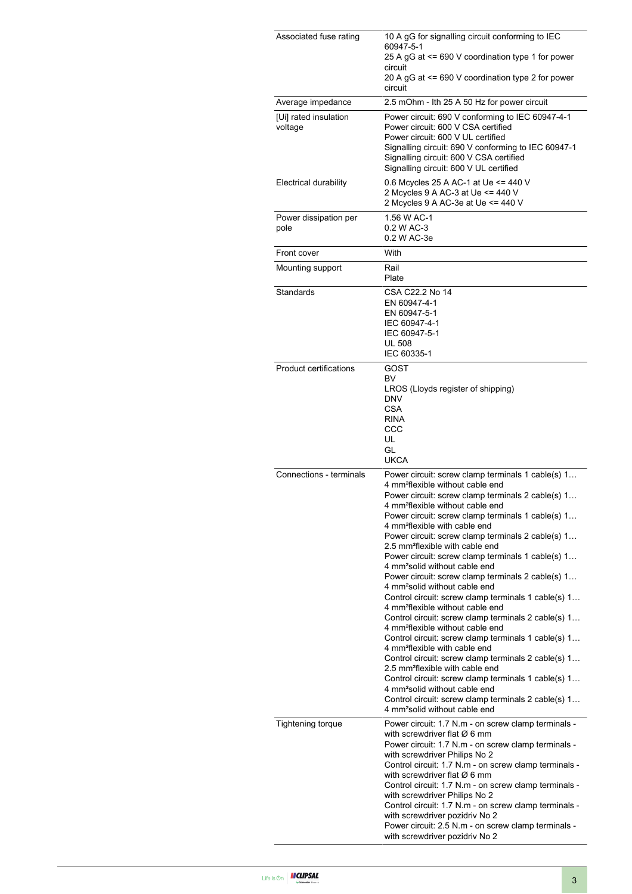| | |
|---|---|
| Associated fuse rating | 10 A gG for signalling circuit conforming to IEC 60947-5-1<br>25 A gG at <= 690 V coordination type 1 for power circuit<br>20 A gG at <= 690 V coordination type 2 for power circuit |
| Average impedance | 2.5 mOhm - Ith 25 A 50 Hz for power circuit |
| [Ui] rated insulation voltage | Power circuit: 690 V conforming to IEC 60947-4-1<br>Power circuit: 600 V CSA certified<br>Power circuit: 600 V UL certified<br>Signalling circuit: 690 V conforming to IEC 60947-1<br>Signalling circuit: 600 V CSA certified<br>Signalling circuit: 600 V UL certified |
| Electrical durability | 0.6 Mcycles 25 A AC-1 at Ue <= 440 V<br>2 Mcycles 9 A AC-3 at Ue <= 440 V<br>2 Mcycles 9 A AC-3e at Ue <= 440 V |
| Power dissipation per pole | 1.56 W AC-1<br>0.2 W AC-3<br>0.2 W AC-3e |
| Front cover | With |
| Mounting support | Rail<br>Plate |
| Standards | CSA C22.2 No 14<br>EN 60947-4-1<br>EN 60947-5-1<br>IEC 60947-4-1<br>IEC 60947-5-1<br>UL 508<br>IEC 60335-1 |
| Product certifications | GOST<br>BV<br>LROS (Lloyds register of shipping)<br>DNV<br>CSA<br>RINA<br>CCC<br>UL<br>GL<br>UKCA |
| Connections - terminals | Power circuit: screw clamp terminals 1 cable(s) 1…4 mm²flexible without cable end<br>Power circuit: screw clamp terminals 2 cable(s) 1…4 mm²flexible without cable end<br>Power circuit: screw clamp terminals 1 cable(s) 1…4 mm²flexible with cable end<br>Power circuit: screw clamp terminals 2 cable(s) 1…2.5 mm²flexible with cable end<br>Power circuit: screw clamp terminals 1 cable(s) 1…4 mm²solid without cable end<br>Power circuit: screw clamp terminals 2 cable(s) 1…4 mm²solid without cable end<br>Control circuit: screw clamp terminals 1 cable(s) 1…4 mm²flexible without cable end<br>Control circuit: screw clamp terminals 2 cable(s) 1…4 mm²flexible without cable end<br>Control circuit: screw clamp terminals 1 cable(s) 1…4 mm²flexible with cable end<br>Control circuit: screw clamp terminals 2 cable(s) 1…2.5 mm²flexible with cable end<br>Control circuit: screw clamp terminals 1 cable(s) 1…4 mm²solid without cable end<br>Control circuit: screw clamp terminals 2 cable(s) 1…4 mm²solid without cable end |
| Tightening torque | Power circuit: 1.7 N.m - on screw clamp terminals - with screwdriver flat Ø 6 mm<br>Power circuit: 1.7 N.m - on screw clamp terminals - with screwdriver Philips No 2<br>Control circuit: 1.7 N.m - on screw clamp terminals - with screwdriver flat Ø 6 mm<br>Control circuit: 1.7 N.m - on screw clamp terminals - with screwdriver Philips No 2<br>Control circuit: 1.7 N.m - on screw clamp terminals - with screwdriver pozidriv No 2<br>Power circuit: 2.5 N.m - on screw clamp terminals - with screwdriver pozidriv No 2 |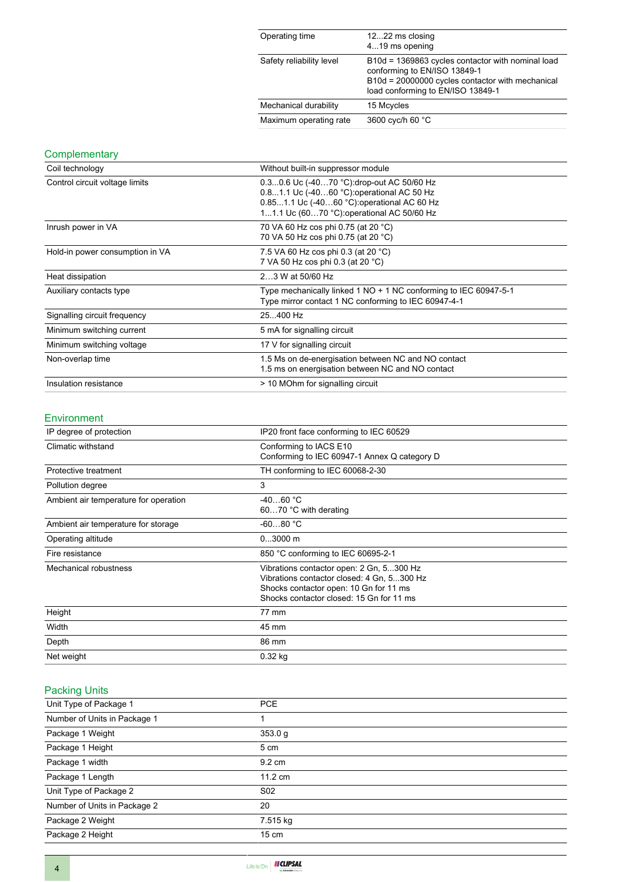| | |
|---|---|
| Operating time | 12...22 ms closing<br>4...19 ms opening |
| Safety reliability level | B10d = 1369863 cycles contactor with nominal load conforming to EN/ISO 13849-1<br>B10d = 20000000 cycles contactor with mechanical load conforming to EN/ISO 13849-1 |
| Mechanical durability | 15 Mcycles |
| Maximum operating rate | 3600 cyc/h 60 °C |

## Complementary

| | |
|---|---|
| Coil technology | Without built-in suppressor module |
| Control circuit voltage limits | 0.3...0.6 Uc (-40…70 °C):drop-out AC 50/60 Hz<br>0.8...1.1 Uc (-40…60 °C):operational AC 50 Hz<br>0.85...1.1 Uc (-40…60 °C):operational AC 60 Hz<br>1...1.1 Uc (60…70 °C):operational AC 50/60 Hz |
| Inrush power in VA | 70 VA 60 Hz cos phi 0.75 (at 20 °C)<br>70 VA 50 Hz cos phi 0.75 (at 20 °C) |
| Hold-in power consumption in VA | 7.5 VA 60 Hz cos phi 0.3 (at 20 °C)<br>7 VA 50 Hz cos phi 0.3 (at 20 °C) |
| Heat dissipation | 2…3 W at 50/60 Hz |
| Auxiliary contacts type | Type mechanically linked 1 NO + 1 NC conforming to IEC 60947-5-1<br>Type mirror contact 1 NC conforming to IEC 60947-4-1 |
| Signalling circuit frequency | 25...400 Hz |
| Minimum switching current | 5 mA for signalling circuit |
| Minimum switching voltage | 17 V for signalling circuit |
| Non-overlap time | 1.5 Ms on de-energisation between NC and NO contact<br>1.5 ms on energisation between NC and NO contact |
| Insulation resistance | > 10 MOhm for signalling circuit |

## Environment

| | |
|---|---|
| IP degree of protection | IP20 front face conforming to IEC 60529 |
| Climatic withstand | Conforming to IACS E10<br>Conforming to IEC 60947-1 Annex Q category D |
| Protective treatment | TH conforming to IEC 60068-2-30 |
| Pollution degree | 3 |
| Ambient air temperature for operation | -40…60 °C<br>60…70 °C with derating |
| Ambient air temperature for storage | -60...80 °C |
| Operating altitude | 0...3000 m |
| Fire resistance | 850 °C conforming to IEC 60695-2-1 |
| Mechanical robustness | Vibrations contactor open: 2 Gn, 5...300 Hz<br>Vibrations contactor closed: 4 Gn, 5...300 Hz<br>Shocks contactor open: 10 Gn for 11 ms<br>Shocks contactor closed: 15 Gn for 11 ms |
| Height | 77 mm |
| Width | 45 mm |
| Depth | 86 mm |
| Net weight | 0.32 kg |

## Packing Units

| | |
|---|---|
| Unit Type of Package 1 | PCE |
| Number of Units in Package 1 | 1 |
| Package 1 Weight | 353.0 g |
| Package 1 Height | 5 cm |
| Package 1 width | 9.2 cm |
| Package 1 Length | 11.2 cm |
| Unit Type of Package 2 | S02 |
| Number of Units in Package 2 | 20 |
| Package 2 Weight | 7.515 kg |
| Package 2 Height | 15 cm |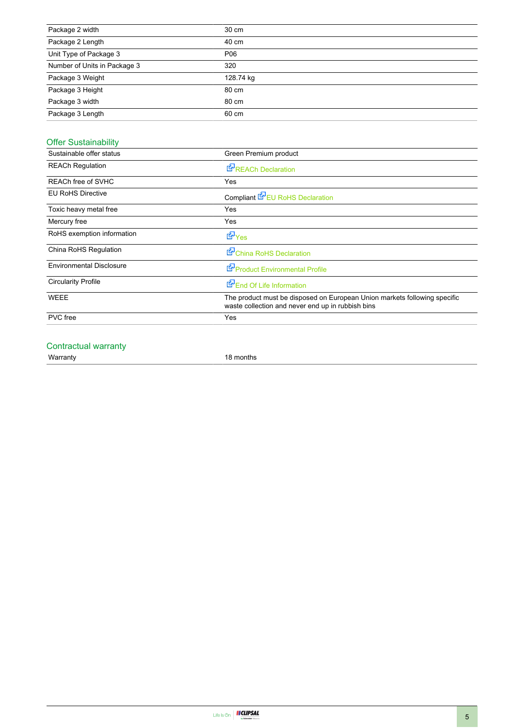| | |
|---|---|
| Package 2 width | 30 cm |
| Package 2 Length | 40 cm |
| Unit Type of Package 3 | P06 |
| Number of Units in Package 3 | 320 |
| Package 3 Weight | 128.74 kg |
| Package 3 Height | 80 cm |
| Package 3 width | 80 cm |
| Package 3 Length | 60 cm |

## Offer Sustainability

| | |
|---|---|
| Sustainable offer status | Green Premium product |
| REACh Regulation | REACh Declaration |
| REACh free of SVHC | Yes |
| EU RoHS Directive | Compliant EU RoHS Declaration |
| Toxic heavy metal free | Yes |
| Mercury free | Yes |
| RoHS exemption information | Yes |
| China RoHS Regulation | China RoHS Declaration |
| Environmental Disclosure | Product Environmental Profile |
| Circularity Profile | End Of Life Information |
| WEEE | The product must be disposed on European Union markets following specific waste collection and never end up in rubbish bins |
| PVC free | Yes |

## Contractual warranty

| | |
|---|---|
| Warranty | 18 months |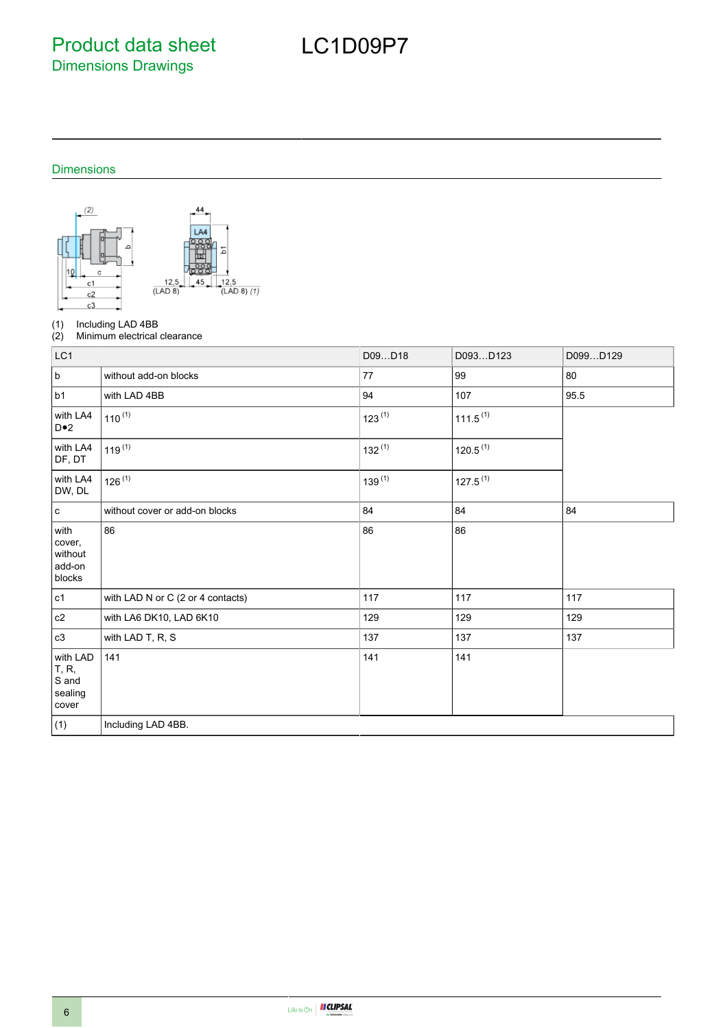# Product data sheet
## Dimensions Drawings

# LC1D09P7

### Dimensions

(1) Including LAD 4BB
(2) Minimum electrical clearance

| LC1 | | D09…D18 | D093…D123 | D099…D129 |
|---|---|---|---|---|
| b | without add-on blocks | 77 | 99 | 80 |
| b1 | with LAD 4BB | 94 | 107 | 95.5 |
| with LA4 D•2 | 110 (1) | 123 (1) | 111.5 (1) | |
| with LA4 DF, DT | 119 (1) | 132 (1) | 120.5 (1) | |
| with LA4 DW, DL | 126 (1) | 139 (1) | 127.5 (1) | |
| c | without cover or add-on blocks | 84 | 84 | 84 |
| with cover, without add-on blocks | 86 | 86 | 86 | |
| c1 | with LAD N or C (2 or 4 contacts) | 117 | 117 | 117 |
| c2 | with LA6 DK10, LAD 6K10 | 129 | 129 | 129 |
| c3 | with LAD T, R, S | 137 | 137 | 137 |
| with LAD T, R, S and sealing cover | 141 | 141 | 141 | |
| (1) | Including LAD 4BB. | | | |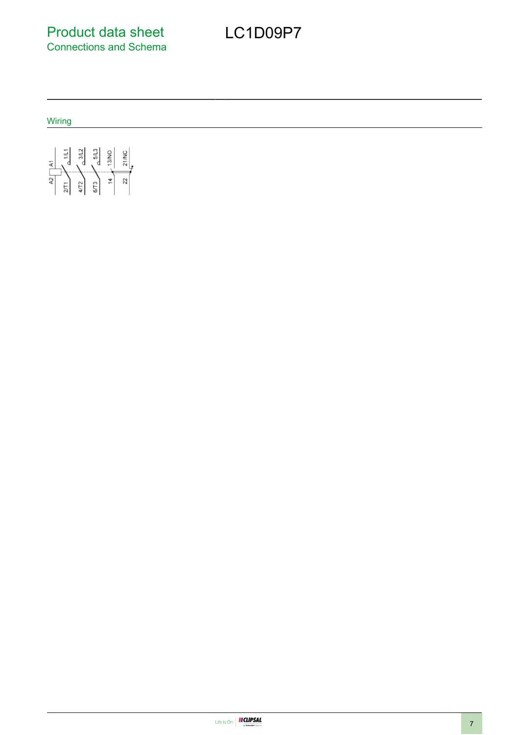## Wiring

A1
1/L1
3/L2
5/L3
13/NO
21/NC
A2
2/T1
4/T2
6/T3
14
22